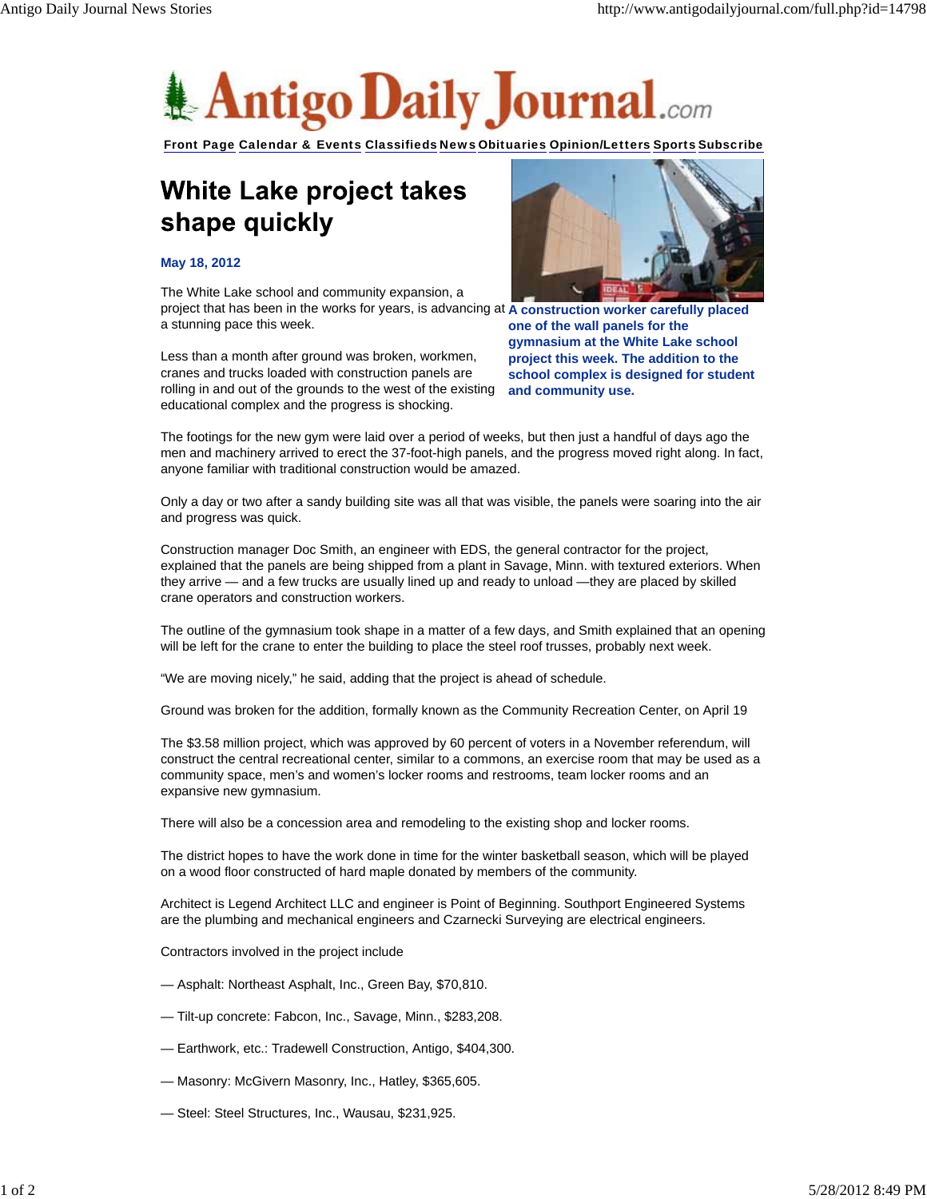# Antigo Daily Journal.com

Front Page Calendar & Events Classifieds News Obituaries Opinion/Letters Sports Subscribe

## White Lake project takes shape quickly

**May 18, 2012**

**A construction worker carefully placed one of the wall panels for the gymnasium at the White Lake school project this week. The addition to the school complex is designed for student and community use.**

The White Lake school and community expansion, a project that has been in the works for years, is advancing at a stunning pace this week.

Less than a month after ground was broken, workmen, cranes and trucks loaded with construction panels are rolling in and out of the grounds to the west of the existing educational complex and the progress is shocking.

The footings for the new gym were laid over a period of weeks, but then just a handful of days ago the men and machinery arrived to erect the 37-foot-high panels, and the progress moved right along. In fact, anyone familiar with traditional construction would be amazed.

Only a day or two after a sandy building site was all that was visible, the panels were soaring into the air and progress was quick.

Construction manager Doc Smith, an engineer with EDS, the general contractor for the project, explained that the panels are being shipped from a plant in Savage, Minn. with textured exteriors. When they arrive — and a few trucks are usually lined up and ready to unload —they are placed by skilled crane operators and construction workers.

The outline of the gymnasium took shape in a matter of a few days, and Smith explained that an opening will be left for the crane to enter the building to place the steel roof trusses, probably next week.

“We are moving nicely,” he said, adding that the project is ahead of schedule.

Ground was broken for the addition, formally known as the Community Recreation Center, on April 19

The $3.58 million project, which was approved by 60 percent of voters in a November referendum, will construct the central recreational center, similar to a commons, an exercise room that may be used as a community space, men’s and women’s locker rooms and restrooms, team locker rooms and an expansive new gymnasium.

There will also be a concession area and remodeling to the existing shop and locker rooms.

The district hopes to have the work done in time for the winter basketball season, which will be played on a wood floor constructed of hard maple donated by members of the community.

Architect is Legend Architect LLC and engineer is Point of Beginning. Southport Engineered Systems are the plumbing and mechanical engineers and Czarnecki Surveying are electrical engineers.

Contractors involved in the project include

— Asphalt: Northeast Asphalt, Inc., Green Bay, $70,810.

— Tilt-up concrete: Fabcon, Inc., Savage, Minn., $283,208.

— Earthwork, etc.: Tradewell Construction, Antigo, $404,300.

— Masonry: McGivern Masonry, Inc., Hatley, $365,605.

— Steel: Steel Structures, Inc., Wausau, $231,925.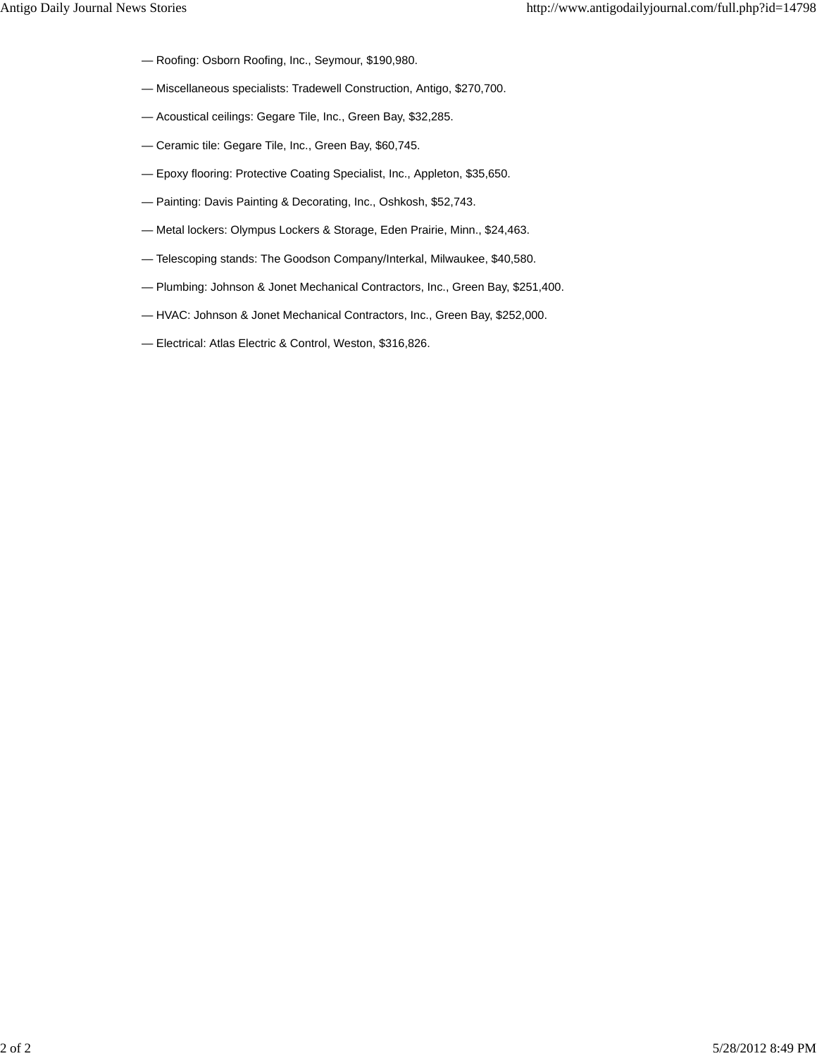— Roofing: Osborn Roofing, Inc., Seymour, $190,980.

— Miscellaneous specialists: Tradewell Construction, Antigo, $270,700.

— Acoustical ceilings: Gegare Tile, Inc., Green Bay, $32,285.

— Ceramic tile: Gegare Tile, Inc., Green Bay, $60,745.

— Epoxy flooring: Protective Coating Specialist, Inc., Appleton, $35,650.

— Painting: Davis Painting & Decorating, Inc., Oshkosh, $52,743.

— Metal lockers: Olympus Lockers & Storage, Eden Prairie, Minn., $24,463.

— Telescoping stands: The Goodson Company/Interkal, Milwaukee, $40,580.

— Plumbing: Johnson & Jonet Mechanical Contractors, Inc., Green Bay, $251,400.

— HVAC: Johnson & Jonet Mechanical Contractors, Inc., Green Bay, $252,000.

— Electrical: Atlas Electric & Control, Weston, $316,826.